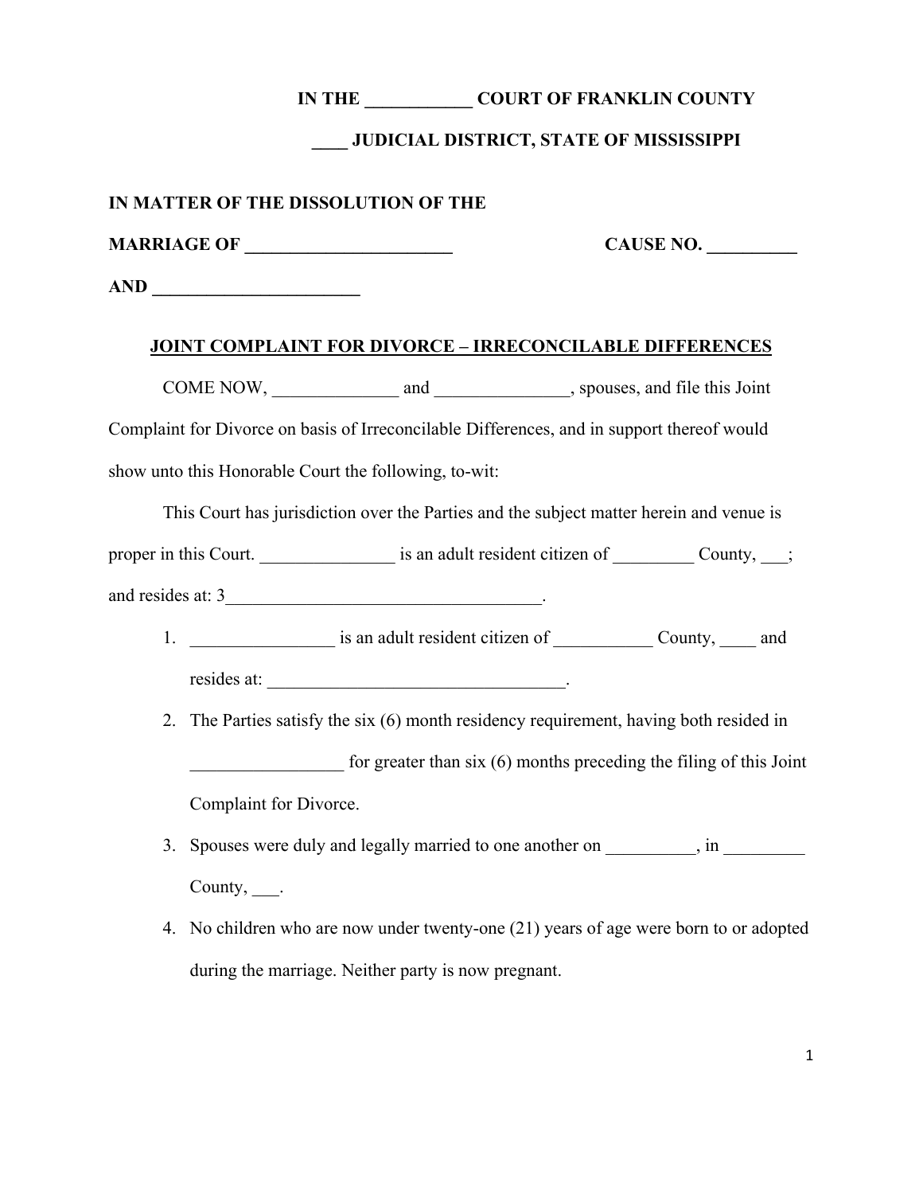**IN THE \_\_\_\_\_\_\_\_\_\_\_\_ COURT OF FRANKLIN COUNTY**

**\_\_\_\_ JUDICIAL DISTRICT, STATE OF MISSISSIPPI**

**IN MATTER OF THE DISSOLUTION OF THE**

**MARRIAGE OF \_\_\_\_\_\_\_\_\_\_\_\_\_\_\_\_\_\_\_\_\_\_\_** **CAUSE NO. \_\_\_\_\_\_\_\_\_\_**

**AND \_\_\_\_\_\_\_\_\_\_\_\_\_\_\_\_\_\_\_\_\_\_\_**

**<u>JOINT COMPLAINT FOR DIVORCE – IRRECONCILABLE DIFFERENCES</u>**

COME NOW, \_\_\_\_\_\_\_\_\_\_\_\_\_\_ and \_\_\_\_\_\_\_\_\_\_\_\_\_\_\_, spouses, and file this Joint Complaint for Divorce on basis of Irreconcilable Differences, and in support thereof would show unto this Honorable Court the following, to-wit:

This Court has jurisdiction over the Parties and the subject matter herein and venue is proper in this Court. \_\_\_\_\_\_\_\_\_\_\_\_\_\_\_ is an adult resident citizen of \_\_\_\_\_\_\_\_\_ County, \_\_\_; and resides at: 3\_\_\_\_\_\_\_\_\_\_\_\_\_\_\_\_\_\_\_\_\_\_\_\_\_\_\_\_\_\_\_\_\_\_\_\_.

1. \_\_\_\_\_\_\_\_\_\_\_\_\_\_\_\_ is an adult resident citizen of \_\_\_\_\_\_\_\_\_\_\_ County, \_\_\_\_ and resides at: \_\_\_\_\_\_\_\_\_\_\_\_\_\_\_\_\_\_\_\_\_\_\_\_\_\_\_\_\_\_\_\_\_.
2. The Parties satisfy the six (6) month residency requirement, having both resided in \_\_\_\_\_\_\_\_\_\_\_\_\_\_\_\_\_ for greater than six (6) months preceding the filing of this Joint Complaint for Divorce.
3. Spouses were duly and legally married to one another on \_\_\_\_\_\_\_\_\_\_, in \_\_\_\_\_\_\_\_\_ County, \_\_\_.
4. No children who are now under twenty-one (21) years of age were born to or adopted during the marriage. Neither party is now pregnant.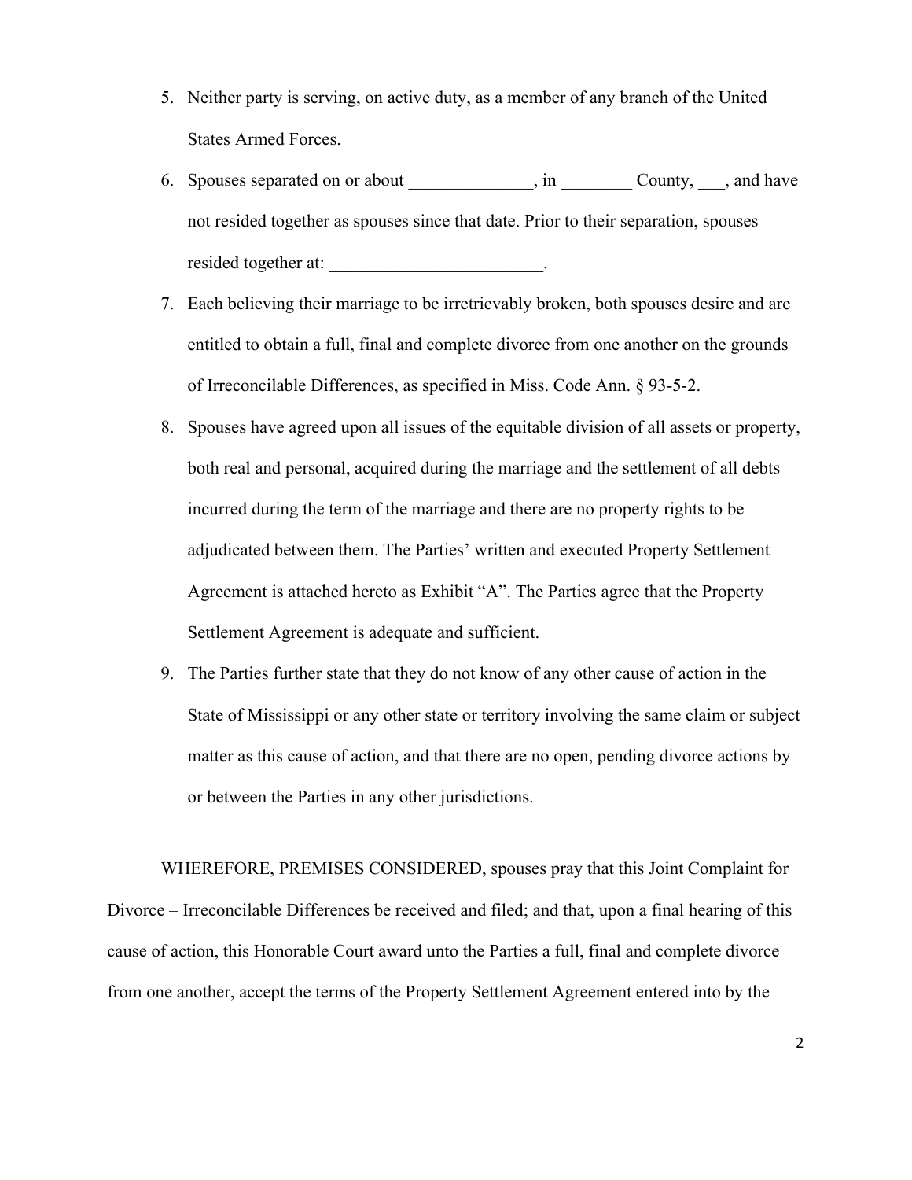5. Neither party is serving, on active duty, as a member of any branch of the United States Armed Forces.
6. Spouses separated on or about ______________, in ________ County, ___, and have not resided together as spouses since that date. Prior to their separation, spouses resided together at: ________________________.
7. Each believing their marriage to be irretrievably broken, both spouses desire and are entitled to obtain a full, final and complete divorce from one another on the grounds of Irreconcilable Differences, as specified in Miss. Code Ann. § 93-5-2.
8. Spouses have agreed upon all issues of the equitable division of all assets or property, both real and personal, acquired during the marriage and the settlement of all debts incurred during the term of the marriage and there are no property rights to be adjudicated between them. The Parties' written and executed Property Settlement Agreement is attached hereto as Exhibit "A". The Parties agree that the Property Settlement Agreement is adequate and sufficient.
9. The Parties further state that they do not know of any other cause of action in the State of Mississippi or any other state or territory involving the same claim or subject matter as this cause of action, and that there are no open, pending divorce actions by or between the Parties in any other jurisdictions.

WHEREFORE, PREMISES CONSIDERED, spouses pray that this Joint Complaint for Divorce – Irreconcilable Differences be received and filed; and that, upon a final hearing of this cause of action, this Honorable Court award unto the Parties a full, final and complete divorce from one another, accept the terms of the Property Settlement Agreement entered into by the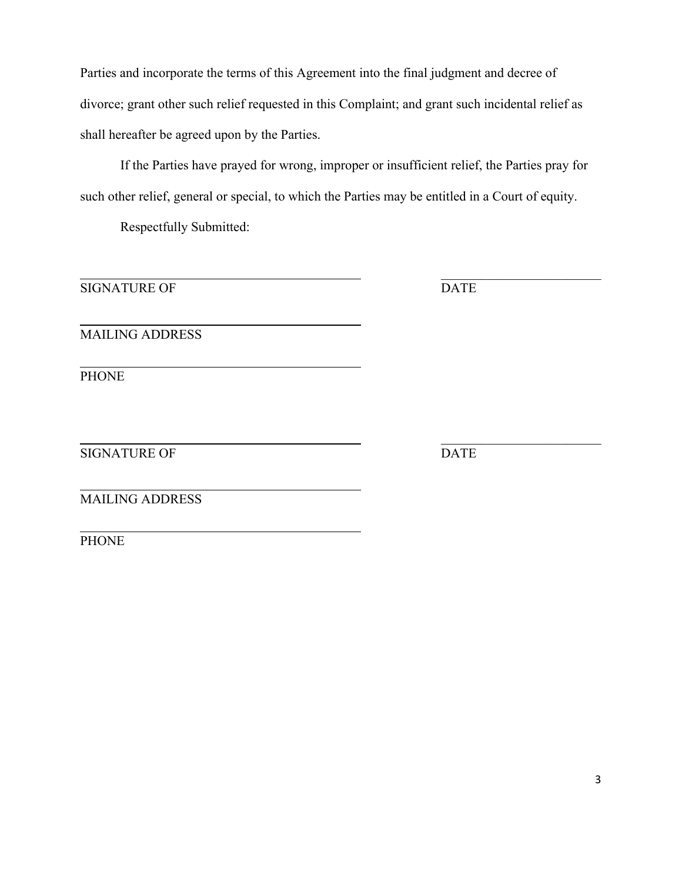Parties and incorporate the terms of this Agreement into the final judgment and decree of divorce; grant other such relief requested in this Complaint; and grant such incidental relief as shall hereafter be agreed upon by the Parties.

If the Parties have prayed for wrong, improper or insufficient relief, the Parties pray for such other relief, general or special, to which the Parties may be entitled in a Court of equity.

Respectfully Submitted:

\_\_\_\_\_\_\_\_\_\_\_\_\_\_\_\_\_\_\_\_\_\_\_\_\_\_\_\_\_\_\_\_\_\_\_\_\_\_\_\_ \_\_\_\_\_\_\_\_\_\_\_\_\_\_\_\_\_\_\_\_\_\_\_
SIGNATURE OF DATE

\_\_\_\_\_\_\_\_\_\_\_\_\_\_\_\_\_\_\_\_\_\_\_\_\_\_\_\_\_\_\_\_\_\_\_\_\_\_\_\_
MAILING ADDRESS

\_\_\_\_\_\_\_\_\_\_\_\_\_\_\_\_\_\_\_\_\_\_\_\_\_\_\_\_\_\_\_\_\_\_\_\_\_\_\_\_
PHONE

\_\_\_\_\_\_\_\_\_\_\_\_\_\_\_\_\_\_\_\_\_\_\_\_\_\_\_\_\_\_\_\_\_\_\_\_\_\_\_\_ \_\_\_\_\_\_\_\_\_\_\_\_\_\_\_\_\_\_\_\_\_\_\_
SIGNATURE OF DATE

\_\_\_\_\_\_\_\_\_\_\_\_\_\_\_\_\_\_\_\_\_\_\_\_\_\_\_\_\_\_\_\_\_\_\_\_\_\_\_\_
MAILING ADDRESS

\_\_\_\_\_\_\_\_\_\_\_\_\_\_\_\_\_\_\_\_\_\_\_\_\_\_\_\_\_\_\_\_\_\_\_\_\_\_\_\_
PHONE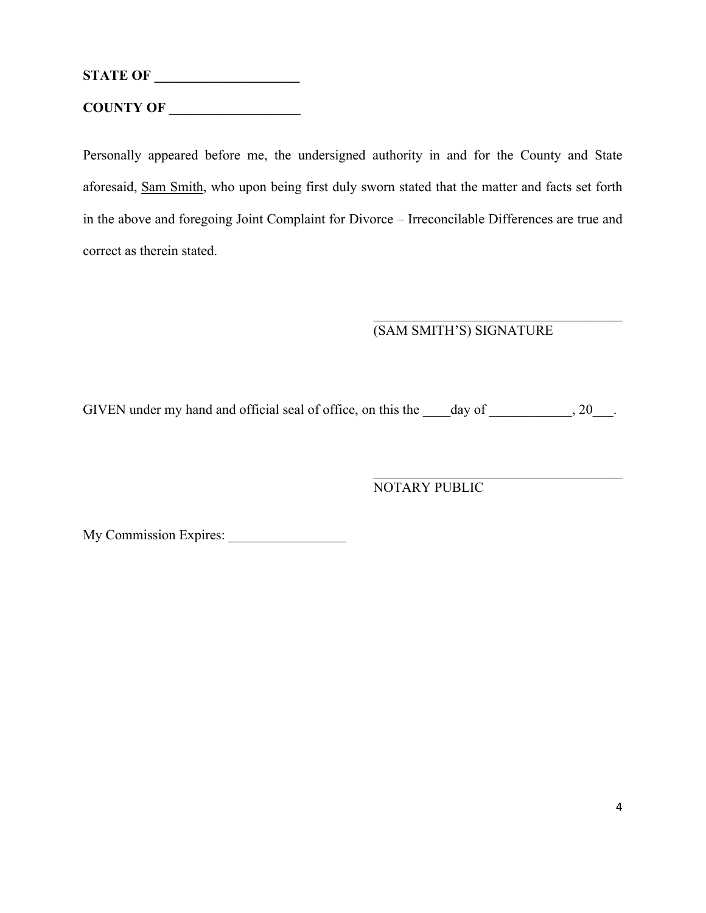**STATE OF ____________________**

**COUNTY OF __________________**

Personally appeared before me, the undersigned authority in and for the County and State aforesaid, Sam Smith, who upon being first duly sworn stated that the matter and facts set forth in the above and foregoing Joint Complaint for Divorce – Irreconcilable Differences are true and correct as therein stated.

____________________________________
(SAM SMITH'S) SIGNATURE

GIVEN under my hand and official seal of office, on this the ____day of ____________, 20___.

____________________________________
NOTARY PUBLIC

My Commission Expires: _________________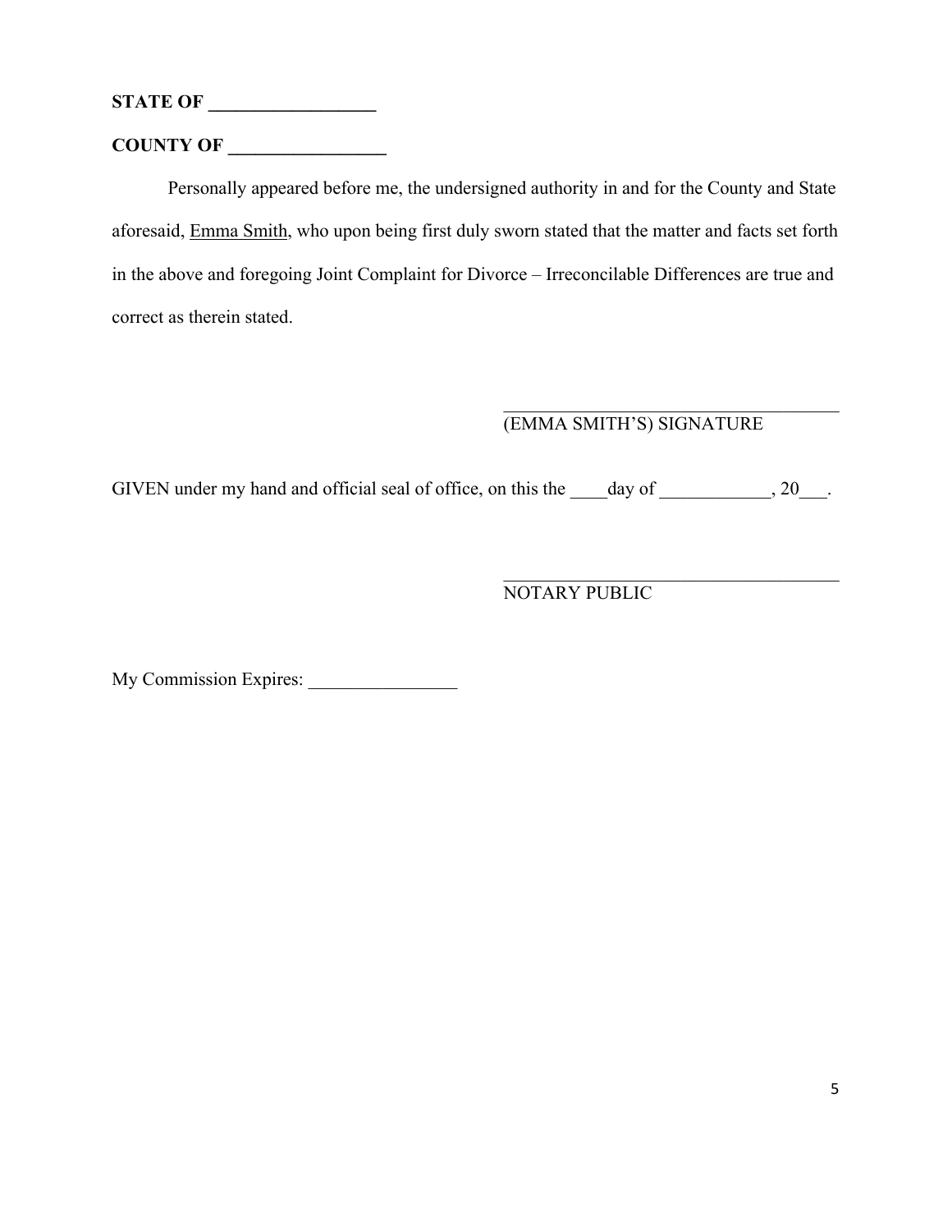**STATE OF \_\_\_\_\_\_\_\_\_\_\_\_\_\_\_\_\_\_**

**COUNTY OF \_\_\_\_\_\_\_\_\_\_\_\_\_\_\_\_\_**

Personally appeared before me, the undersigned authority in and for the County and State aforesaid, <u>Emma Smith</u>, who upon being first duly sworn stated that the matter and facts set forth in the above and foregoing Joint Complaint for Divorce – Irreconcilable Differences are true and correct as therein stated.

\_\_\_\_\_\_\_\_\_\_\_\_\_\_\_\_\_\_\_\_\_\_\_\_\_\_\_\_\_\_\_\_\_\_\_\_\_
(EMMA SMITH'S) SIGNATURE

GIVEN under my hand and official seal of office, on this the \_\_\_\_day of \_\_\_\_\_\_\_\_\_\_\_\_, 20\_\_\_.

\_\_\_\_\_\_\_\_\_\_\_\_\_\_\_\_\_\_\_\_\_\_\_\_\_\_\_\_\_\_\_\_\_\_\_\_\_
NOTARY PUBLIC

My Commission Expires: \_\_\_\_\_\_\_\_\_\_\_\_\_\_\_\_